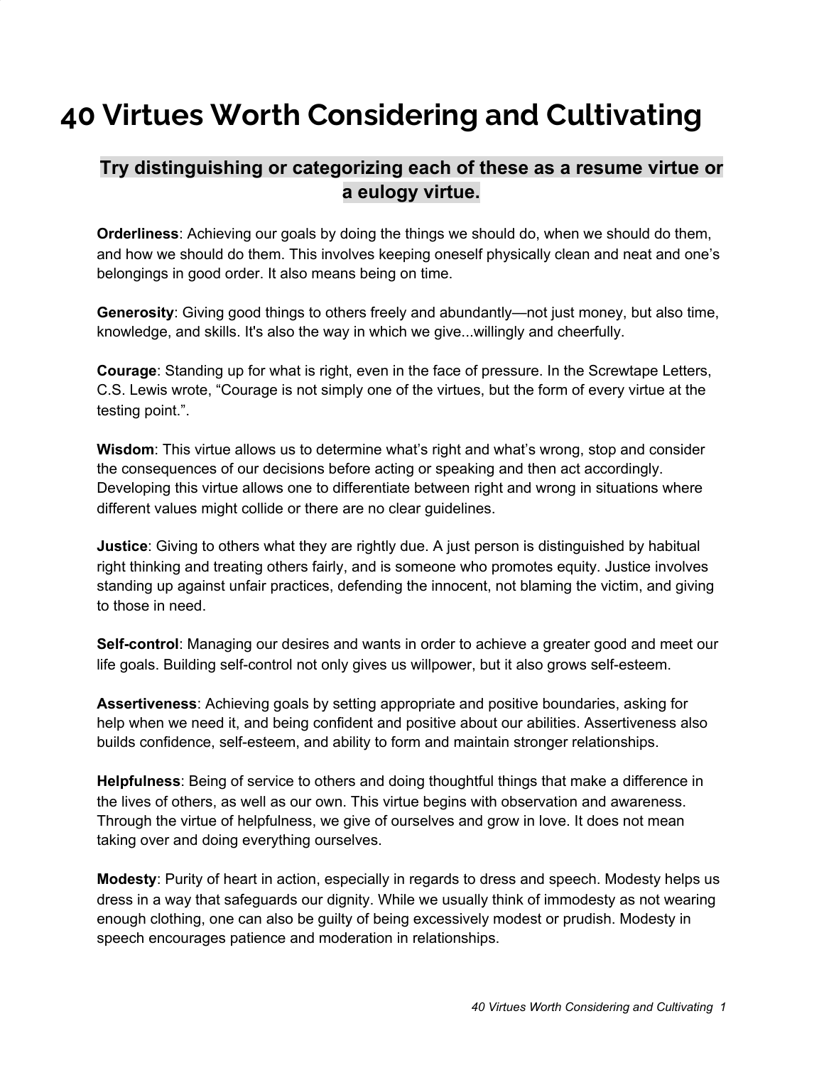# 40 Virtues Worth Considering and Cultivating

### Try distinguishing or categorizing each of these as a resume virtue or a eulogy virtue.

**Orderliness**: Achieving our goals by doing the things we should do, when we should do them, and how we should do them. This involves keeping oneself physically clean and neat and one's belongings in good order. It also means being on time.

**Generosity**: Giving good things to others freely and abundantly—not just money, but also time, knowledge, and skills. It's also the way in which we give...willingly and cheerfully.

**Courage**: Standing up for what is right, even in the face of pressure. In the Screwtape Letters, C.S. Lewis wrote, "Courage is not simply one of the virtues, but the form of every virtue at the testing point.".

**Wisdom**: This virtue allows us to determine what's right and what's wrong, stop and consider the consequences of our decisions before acting or speaking and then act accordingly. Developing this virtue allows one to differentiate between right and wrong in situations where different values might collide or there are no clear guidelines.

**Justice**: Giving to others what they are rightly due. A just person is distinguished by habitual right thinking and treating others fairly, and is someone who promotes equity. Justice involves standing up against unfair practices, defending the innocent, not blaming the victim, and giving to those in need.

**Self-control**: Managing our desires and wants in order to achieve a greater good and meet our life goals. Building self-control not only gives us willpower, but it also grows self-esteem.

**Assertiveness**: Achieving goals by setting appropriate and positive boundaries, asking for help when we need it, and being confident and positive about our abilities. Assertiveness also builds confidence, self-esteem, and ability to form and maintain stronger relationships.

**Helpfulness**: Being of service to others and doing thoughtful things that make a difference in the lives of others, as well as our own. This virtue begins with observation and awareness. Through the virtue of helpfulness, we give of ourselves and grow in love. It does not mean taking over and doing everything ourselves.

**Modesty**: Purity of heart in action, especially in regards to dress and speech. Modesty helps us dress in a way that safeguards our dignity. While we usually think of immodesty as not wearing enough clothing, one can also be guilty of being excessively modest or prudish. Modesty in speech encourages patience and moderation in relationships.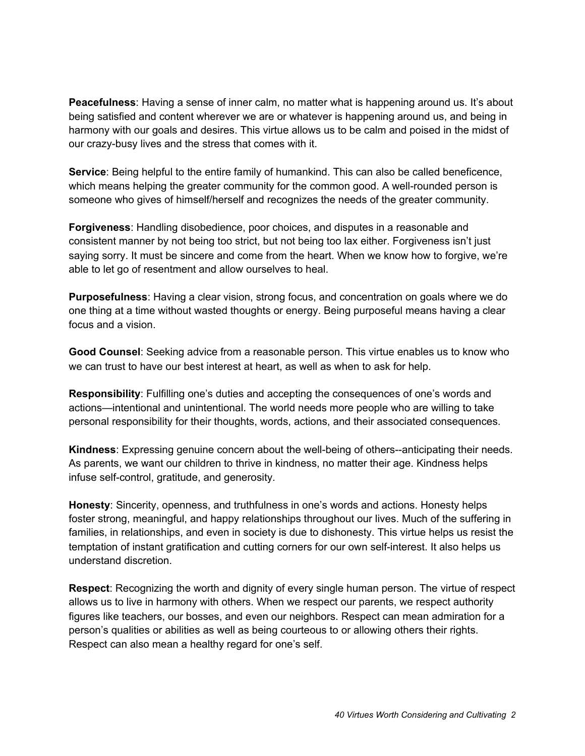**Peacefulness**: Having a sense of inner calm, no matter what is happening around us. It's about being satisfied and content wherever we are or whatever is happening around us, and being in harmony with our goals and desires. This virtue allows us to be calm and poised in the midst of our crazy-busy lives and the stress that comes with it.

**Service**: Being helpful to the entire family of humankind. This can also be called beneficence, which means helping the greater community for the common good. A well-rounded person is someone who gives of himself/herself and recognizes the needs of the greater community.

**Forgiveness**: Handling disobedience, poor choices, and disputes in a reasonable and consistent manner by not being too strict, but not being too lax either. Forgiveness isn't just saying sorry. It must be sincere and come from the heart. When we know how to forgive, we're able to let go of resentment and allow ourselves to heal.

**Purposefulness**: Having a clear vision, strong focus, and concentration on goals where we do one thing at a time without wasted thoughts or energy. Being purposeful means having a clear focus and a vision.

**Good Counsel**: Seeking advice from a reasonable person. This virtue enables us to know who we can trust to have our best interest at heart, as well as when to ask for help.

**Responsibility**: Fulfilling one's duties and accepting the consequences of one's words and actions—intentional and unintentional. The world needs more people who are willing to take personal responsibility for their thoughts, words, actions, and their associated consequences.

**Kindness**: Expressing genuine concern about the well-being of others--anticipating their needs. As parents, we want our children to thrive in kindness, no matter their age. Kindness helps infuse self-control, gratitude, and generosity.

**Honesty**: Sincerity, openness, and truthfulness in one's words and actions. Honesty helps foster strong, meaningful, and happy relationships throughout our lives. Much of the suffering in families, in relationships, and even in society is due to dishonesty. This virtue helps us resist the temptation of instant gratification and cutting corners for our own self-interest. It also helps us understand discretion.

**Respect**: Recognizing the worth and dignity of every single human person. The virtue of respect allows us to live in harmony with others. When we respect our parents, we respect authority figures like teachers, our bosses, and even our neighbors. Respect can mean admiration for a person's qualities or abilities as well as being courteous to or allowing others their rights. Respect can also mean a healthy regard for one's self.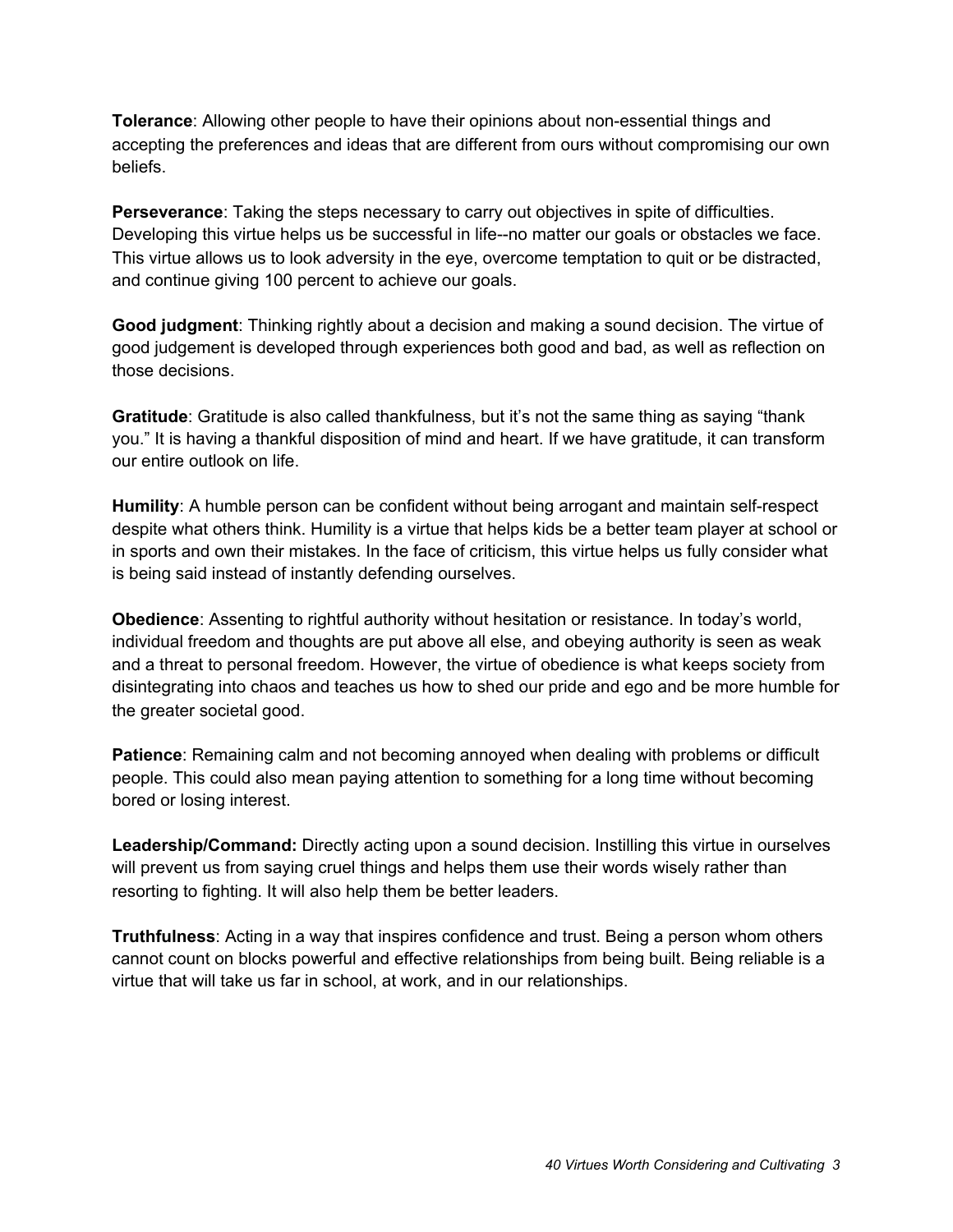**Tolerance**: Allowing other people to have their opinions about non-essential things and accepting the preferences and ideas that are different from ours without compromising our own beliefs.

**Perseverance**: Taking the steps necessary to carry out objectives in spite of difficulties. Developing this virtue helps us be successful in life--no matter our goals or obstacles we face. This virtue allows us to look adversity in the eye, overcome temptation to quit or be distracted, and continue giving 100 percent to achieve our goals.

**Good judgment**: Thinking rightly about a decision and making a sound decision. The virtue of good judgement is developed through experiences both good and bad, as well as reflection on those decisions.

**Gratitude**: Gratitude is also called thankfulness, but it's not the same thing as saying "thank you." It is having a thankful disposition of mind and heart. If we have gratitude, it can transform our entire outlook on life.

**Humility**: A humble person can be confident without being arrogant and maintain self-respect despite what others think. Humility is a virtue that helps kids be a better team player at school or in sports and own their mistakes. In the face of criticism, this virtue helps us fully consider what is being said instead of instantly defending ourselves.

**Obedience**: Assenting to rightful authority without hesitation or resistance. In today's world, individual freedom and thoughts are put above all else, and obeying authority is seen as weak and a threat to personal freedom. However, the virtue of obedience is what keeps society from disintegrating into chaos and teaches us how to shed our pride and ego and be more humble for the greater societal good.

**Patience**: Remaining calm and not becoming annoyed when dealing with problems or difficult people. This could also mean paying attention to something for a long time without becoming bored or losing interest.

**Leadership/Command:** Directly acting upon a sound decision. Instilling this virtue in ourselves will prevent us from saying cruel things and helps them use their words wisely rather than resorting to fighting. It will also help them be better leaders.

**Truthfulness**: Acting in a way that inspires confidence and trust. Being a person whom others cannot count on blocks powerful and effective relationships from being built. Being reliable is a virtue that will take us far in school, at work, and in our relationships.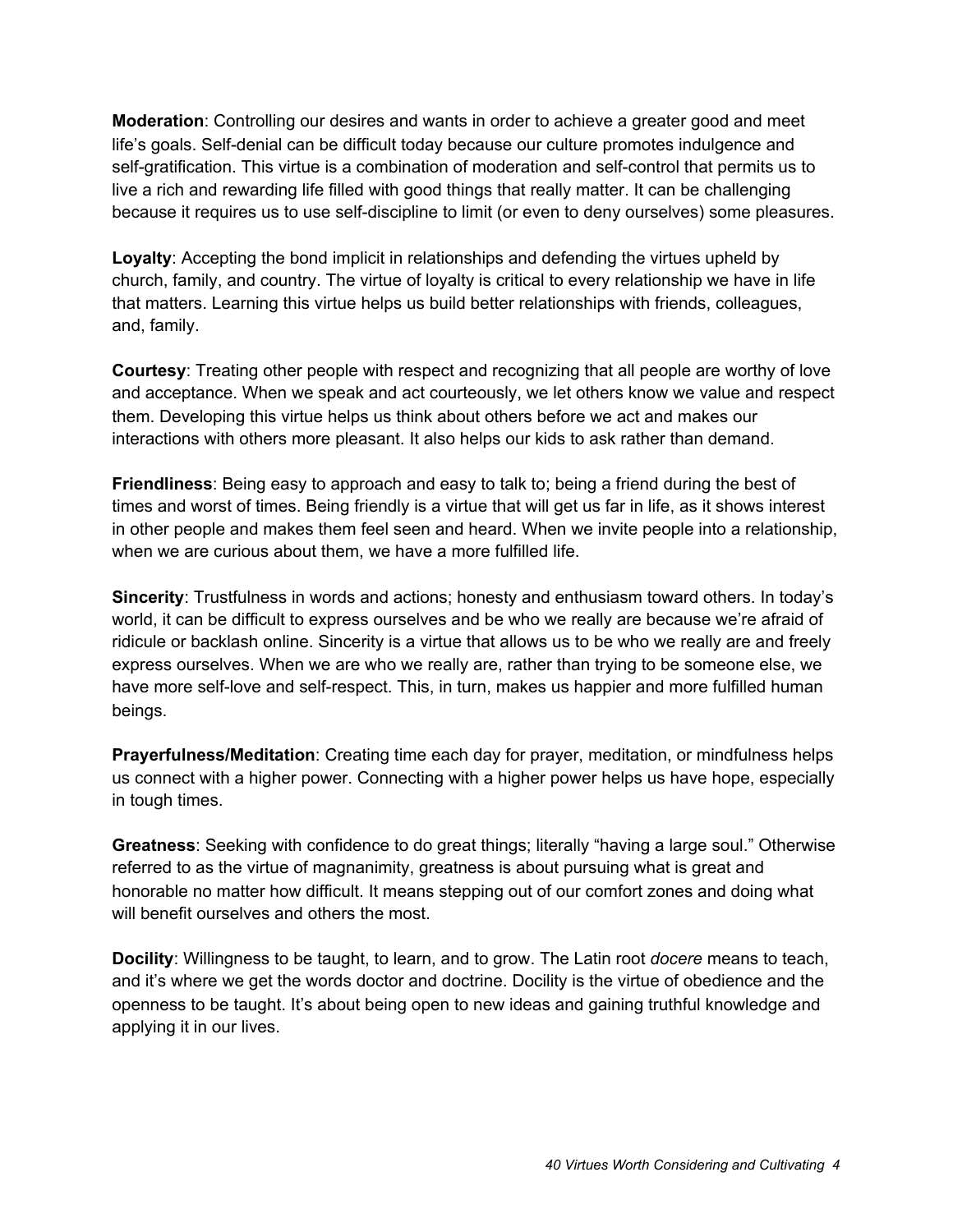**Moderation**: Controlling our desires and wants in order to achieve a greater good and meet life's goals. Self-denial can be difficult today because our culture promotes indulgence and self-gratification. This virtue is a combination of moderation and self-control that permits us to live a rich and rewarding life filled with good things that really matter. It can be challenging because it requires us to use self-discipline to limit (or even to deny ourselves) some pleasures.

**Loyalty**: Accepting the bond implicit in relationships and defending the virtues upheld by church, family, and country. The virtue of loyalty is critical to every relationship we have in life that matters. Learning this virtue helps us build better relationships with friends, colleagues, and, family.

**Courtesy**: Treating other people with respect and recognizing that all people are worthy of love and acceptance. When we speak and act courteously, we let others know we value and respect them. Developing this virtue helps us think about others before we act and makes our interactions with others more pleasant. It also helps our kids to ask rather than demand.

**Friendliness**: Being easy to approach and easy to talk to; being a friend during the best of times and worst of times. Being friendly is a virtue that will get us far in life, as it shows interest in other people and makes them feel seen and heard. When we invite people into a relationship, when we are curious about them, we have a more fulfilled life.

**Sincerity**: Trustfulness in words and actions; honesty and enthusiasm toward others. In today's world, it can be difficult to express ourselves and be who we really are because we're afraid of ridicule or backlash online. Sincerity is a virtue that allows us to be who we really are and freely express ourselves. When we are who we really are, rather than trying to be someone else, we have more self-love and self-respect. This, in turn, makes us happier and more fulfilled human beings.

**Prayerfulness/Meditation**: Creating time each day for prayer, meditation, or mindfulness helps us connect with a higher power. Connecting with a higher power helps us have hope, especially in tough times.

**Greatness**: Seeking with confidence to do great things; literally "having a large soul." Otherwise referred to as the virtue of magnanimity, greatness is about pursuing what is great and honorable no matter how difficult. It means stepping out of our comfort zones and doing what will benefit ourselves and others the most.

**Docility**: Willingness to be taught, to learn, and to grow. The Latin root *docere* means to teach, and it's where we get the words doctor and doctrine. Docility is the virtue of obedience and the openness to be taught. It's about being open to new ideas and gaining truthful knowledge and applying it in our lives.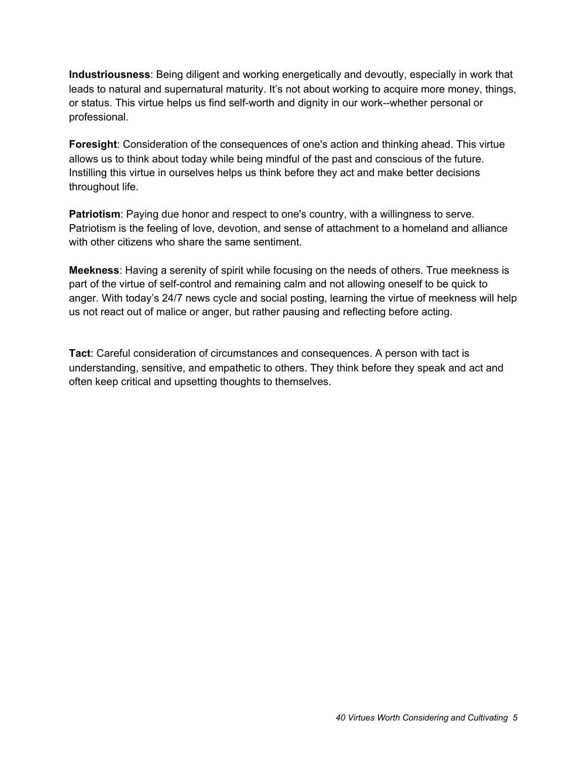**Industriousness**: Being diligent and working energetically and devoutly, especially in work that leads to natural and supernatural maturity. It's not about working to acquire more money, things, or status. This virtue helps us find self-worth and dignity in our work--whether personal or professional.

**Foresight**: Consideration of the consequences of one's action and thinking ahead. This virtue allows us to think about today while being mindful of the past and conscious of the future. Instilling this virtue in ourselves helps us think before they act and make better decisions throughout life.

**Patriotism**: Paying due honor and respect to one's country, with a willingness to serve. Patriotism is the feeling of love, devotion, and sense of attachment to a homeland and alliance with other citizens who share the same sentiment.

**Meekness**: Having a serenity of spirit while focusing on the needs of others. True meekness is part of the virtue of self-control and remaining calm and not allowing oneself to be quick to anger. With today's 24/7 news cycle and social posting, learning the virtue of meekness will help us not react out of malice or anger, but rather pausing and reflecting before acting.

**Tact**: Careful consideration of circumstances and consequences. A person with tact is understanding, sensitive, and empathetic to others. They think before they speak and act and often keep critical and upsetting thoughts to themselves.